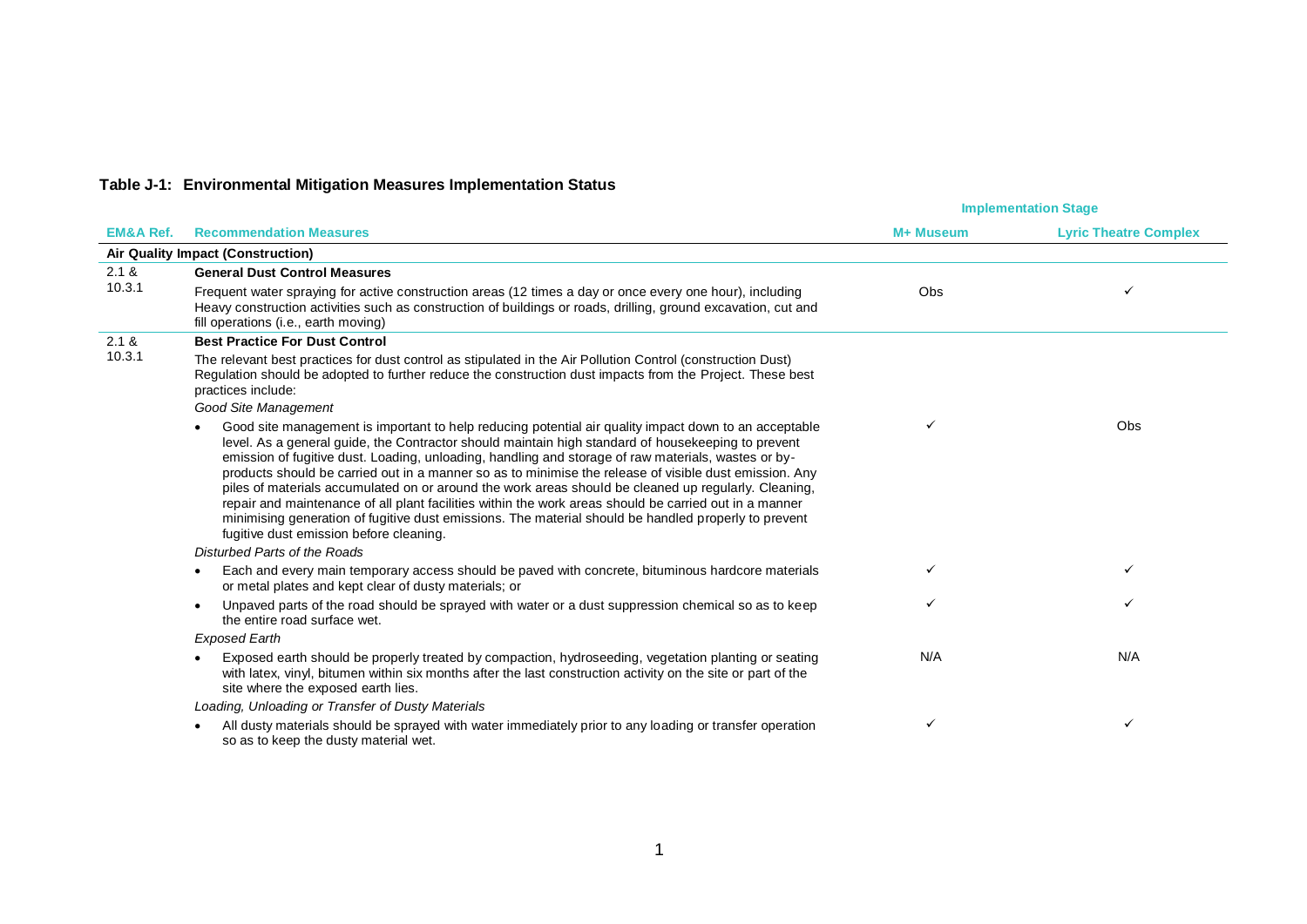**Table J-1: Environmental Mitigation Measures Implementation Status**

| EM&A Ref. | Recommendation Measures | Implementation Stage | |
|---|---|---|---|
| | | M+ Museum | Lyric Theatre Complex |
| **Air Quality Impact (Construction)** | | | |
| 2.1 & 10.3.1 | **General Dust Control Measures** <br> Frequent water spraying for active construction areas (12 times a day or once every one hour), including Heavy construction activities such as construction of buildings or roads, drilling, ground excavation, cut and fill operations (i.e., earth moving) | Obs | ✓ |
| 2.1 & 10.3.1 | **Best Practice For Dust Control** <br> The relevant best practices for dust control as stipulated in the Air Pollution Control (construction Dust) Regulation should be adopted to further reduce the construction dust impacts from the Project. These best practices include: | | |
| | *Good Site Management* <br> • Good site management is important to help reducing potential air quality impact down to an acceptable level. As a general guide, the Contractor should maintain high standard of housekeeping to prevent emission of fugitive dust. Loading, unloading, handling and storage of raw materials, wastes or by-products should be carried out in a manner so as to minimise the release of visible dust emission. Any piles of materials accumulated on or around the work areas should be cleaned up regularly. Cleaning, repair and maintenance of all plant facilities within the work areas should be carried out in a manner minimising generation of fugitive dust emissions. The material should be handled properly to prevent fugitive dust emission before cleaning. | ✓ | Obs |
| | *Disturbed Parts of the Roads* <br> • Each and every main temporary access should be paved with concrete, bituminous hardcore materials or metal plates and kept clear of dusty materials; or | ✓ | ✓ |
| | • Unpaved parts of the road should be sprayed with water or a dust suppression chemical so as to keep the entire road surface wet. | ✓ | ✓ |
| | *Exposed Earth* <br> • Exposed earth should be properly treated by compaction, hydroseeding, vegetation planting or seating with latex, vinyl, bitumen within six months after the last construction activity on the site or part of the site where the exposed earth lies. | N/A | N/A |
| | *Loading, Unloading or Transfer of Dusty Materials* <br> • All dusty materials should be sprayed with water immediately prior to any loading or transfer operation so as to keep the dusty material wet. | ✓ | ✓ |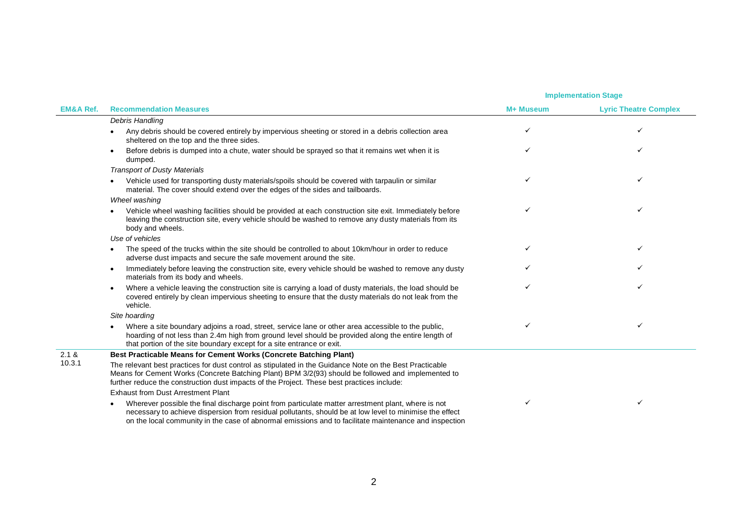| EM&A Ref. | Recommendation Measures | Implementation Stage | |
|---|---|---|---|
| | | M+ Museum | Lyric Theatre Complex |
| | *Debris Handling* | | |
| | • Any debris should be covered entirely by impervious sheeting or stored in a debris collection area sheltered on the top and the three sides. | ✓ | ✓ |
| | • Before debris is dumped into a chute, water should be sprayed so that it remains wet when it is dumped. | ✓ | ✓ |
| | *Transport of Dusty Materials* | | |
| | • Vehicle used for transporting dusty materials/spoils should be covered with tarpaulin or similar material. The cover should extend over the edges of the sides and tailboards. | ✓ | ✓ |
| | *Wheel washing* | | |
| | • Vehicle wheel washing facilities should be provided at each construction site exit. Immediately before leaving the construction site, every vehicle should be washed to remove any dusty materials from its body and wheels. | ✓ | ✓ |
| | *Use of vehicles* | | |
| | • The speed of the trucks within the site should be controlled to about 10km/hour in order to reduce adverse dust impacts and secure the safe movement around the site. | ✓ | ✓ |
| | • Immediately before leaving the construction site, every vehicle should be washed to remove any dusty materials from its body and wheels. | ✓ | ✓ |
| | • Where a vehicle leaving the construction site is carrying a load of dusty materials, the load should be covered entirely by clean impervious sheeting to ensure that the dusty materials do not leak from the vehicle. | ✓ | ✓ |
| | *Site hoarding* | | |
| | • Where a site boundary adjoins a road, street, service lane or other area accessible to the public, hoarding of not less than 2.4m high from ground level should be provided along the entire length of that portion of the site boundary except for a site entrance or exit. | ✓ | ✓ |
| 2.1 & 10.3.1 | **Best Practicable Means for Cement Works (Concrete Batching Plant)** | | |
| | The relevant best practices for dust control as stipulated in the Guidance Note on the Best Practicable Means for Cement Works (Concrete Batching Plant) BPM 3/2(93) should be followed and implemented to further reduce the construction dust impacts of the Project. These best practices include: | | |
| | Exhaust from Dust Arrestment Plant | | |
| | • Wherever possible the final discharge point from particulate matter arrestment plant, where is not necessary to achieve dispersion from residual pollutants, should be at low level to minimise the effect on the local community in the case of abnormal emissions and to facilitate maintenance and inspection | ✓ | ✓ |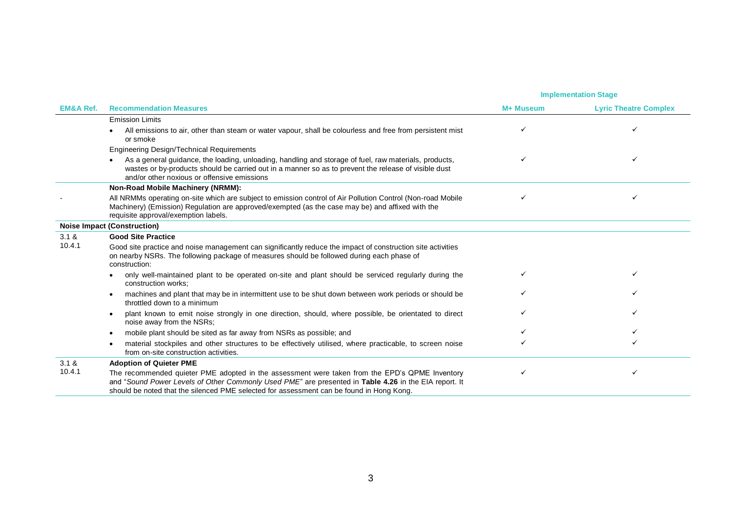| EM&A Ref. | Recommendation Measures | Implementation Stage | |
|---|---|---|---|
| | | M+ Museum | Lyric Theatre Complex |
| | Emission Limits | | |
| | • All emissions to air, other than steam or water vapour, shall be colourless and free from persistent mist or smoke | ✓ | ✓ |
| | Engineering Design/Technical Requirements | | |
| | • As a general guidance, the loading, unloading, handling and storage of fuel, raw materials, products, wastes or by-products should be carried out in a manner so as to prevent the release of visible dust and/or other noxious or offensive emissions | ✓ | ✓ |
| | **Non-Road Mobile Machinery (NRMM):** | | |
| - | All NRMMs operating on-site which are subject to emission control of Air Pollution Control (Non-road Mobile Machinery) (Emission) Regulation are approved/exempted (as the case may be) and affixed with the requisite approval/exemption labels. | ✓ | ✓ |
| **Noise Impact (Construction)** | | | |
| 3.1 & 10.4.1 | **Good Site Practice** | | |
| | Good site practice and noise management can significantly reduce the impact of construction site activities on nearby NSRs. The following package of measures should be followed during each phase of construction: | | |
| | • only well-maintained plant to be operated on-site and plant should be serviced regularly during the construction works; | ✓ | ✓ |
| | • machines and plant that may be in intermittent use to be shut down between work periods or should be throttled down to a minimum | ✓ | ✓ |
| | • plant known to emit noise strongly in one direction, should, where possible, be orientated to direct noise away from the NSRs; | ✓ | ✓ |
| | • mobile plant should be sited as far away from NSRs as possible; and | ✓ | ✓ |
| | • material stockpiles and other structures to be effectively utilised, where practicable, to screen noise from on-site construction activities. | ✓ | ✓ |
| 3.1 & 10.4.1 | **Adoption of Quieter PME** | | |
| | The recommended quieter PME adopted in the assessment were taken from the EPD's QPME Inventory and "*Sound Power Levels of Other Commonly Used PME*" are presented in **Table 4.26** in the EIA report. It should be noted that the silenced PME selected for assessment can be found in Hong Kong. | ✓ | ✓ |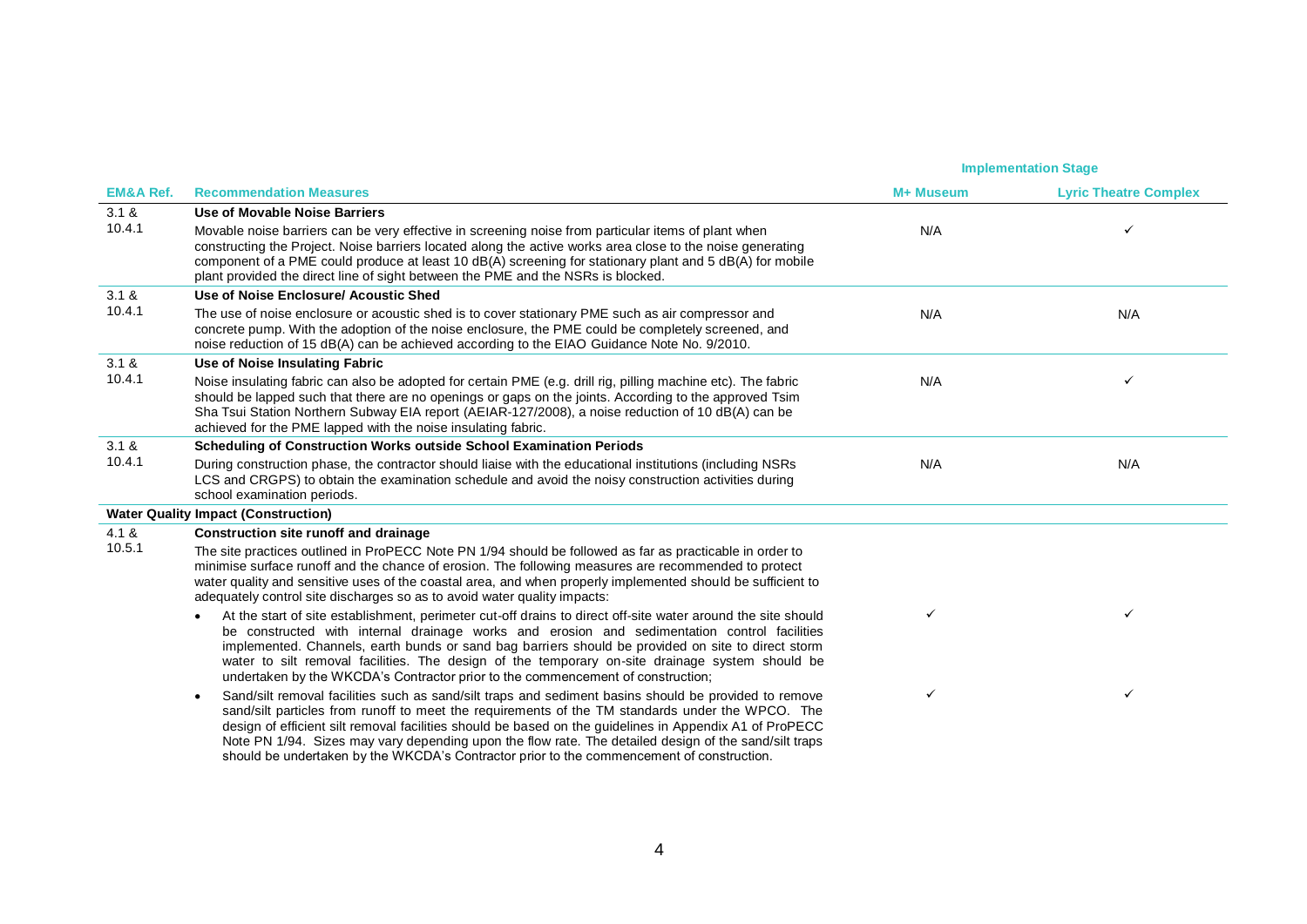| EM&A Ref. | Recommendation Measures | Implementation Stage | |
|---|---|---|---|
| | | M+ Museum | Lyric Theatre Complex |
| 3.1 & 10.4.1 | **Use of Movable Noise Barriers**<br>Movable noise barriers can be very effective in screening noise from particular items of plant when constructing the Project. Noise barriers located along the active works area close to the noise generating component of a PME could produce at least 10 dB(A) screening for stationary plant and 5 dB(A) for mobile plant provided the direct line of sight between the PME and the NSRs is blocked. | N/A | ✓ |
| 3.1 & 10.4.1 | **Use of Noise Enclosure/ Acoustic Shed**<br>The use of noise enclosure or acoustic shed is to cover stationary PME such as air compressor and concrete pump. With the adoption of the noise enclosure, the PME could be completely screened, and noise reduction of 15 dB(A) can be achieved according to the EIAO Guidance Note No. 9/2010. | N/A | N/A |
| 3.1 & 10.4.1 | **Use of Noise Insulating Fabric**<br>Noise insulating fabric can also be adopted for certain PME (e.g. drill rig, pilling machine etc). The fabric should be lapped such that there are no openings or gaps on the joints. According to the approved Tsim Sha Tsui Station Northern Subway EIA report (AEIAR-127/2008), a noise reduction of 10 dB(A) can be achieved for the PME lapped with the noise insulating fabric. | N/A | ✓ |
| 3.1 & 10.4.1 | **Scheduling of Construction Works outside School Examination Periods**<br>During construction phase, the contractor should liaise with the educational institutions (including NSRs LCS and CRGPS) to obtain the examination schedule and avoid the noisy construction activities during school examination periods. | N/A | N/A |
| **Water Quality Impact (Construction)** | | | |
| 4.1 & 10.5.1 | **Construction site runoff and drainage**<br>The site practices outlined in ProPECC Note PN 1/94 should be followed as far as practicable in order to minimise surface runoff and the chance of erosion. The following measures are recommended to protect water quality and sensitive uses of the coastal area, and when properly implemented should be sufficient to adequately control site discharges so as to avoid water quality impacts: | | |
| | • At the start of site establishment, perimeter cut-off drains to direct off-site water around the site should be constructed with internal drainage works and erosion and sedimentation control facilities implemented. Channels, earth bunds or sand bag barriers should be provided on site to direct storm water to silt removal facilities. The design of the temporary on-site drainage system should be undertaken by the WKCDA's Contractor prior to the commencement of construction; | ✓ | ✓ |
| | • Sand/silt removal facilities such as sand/silt traps and sediment basins should be provided to remove sand/silt particles from runoff to meet the requirements of the TM standards under the WPCO. The design of efficient silt removal facilities should be based on the guidelines in Appendix A1 of ProPECC Note PN 1/94. Sizes may vary depending upon the flow rate. The detailed design of the sand/silt traps should be undertaken by the WKCDA's Contractor prior to the commencement of construction. | ✓ | ✓ |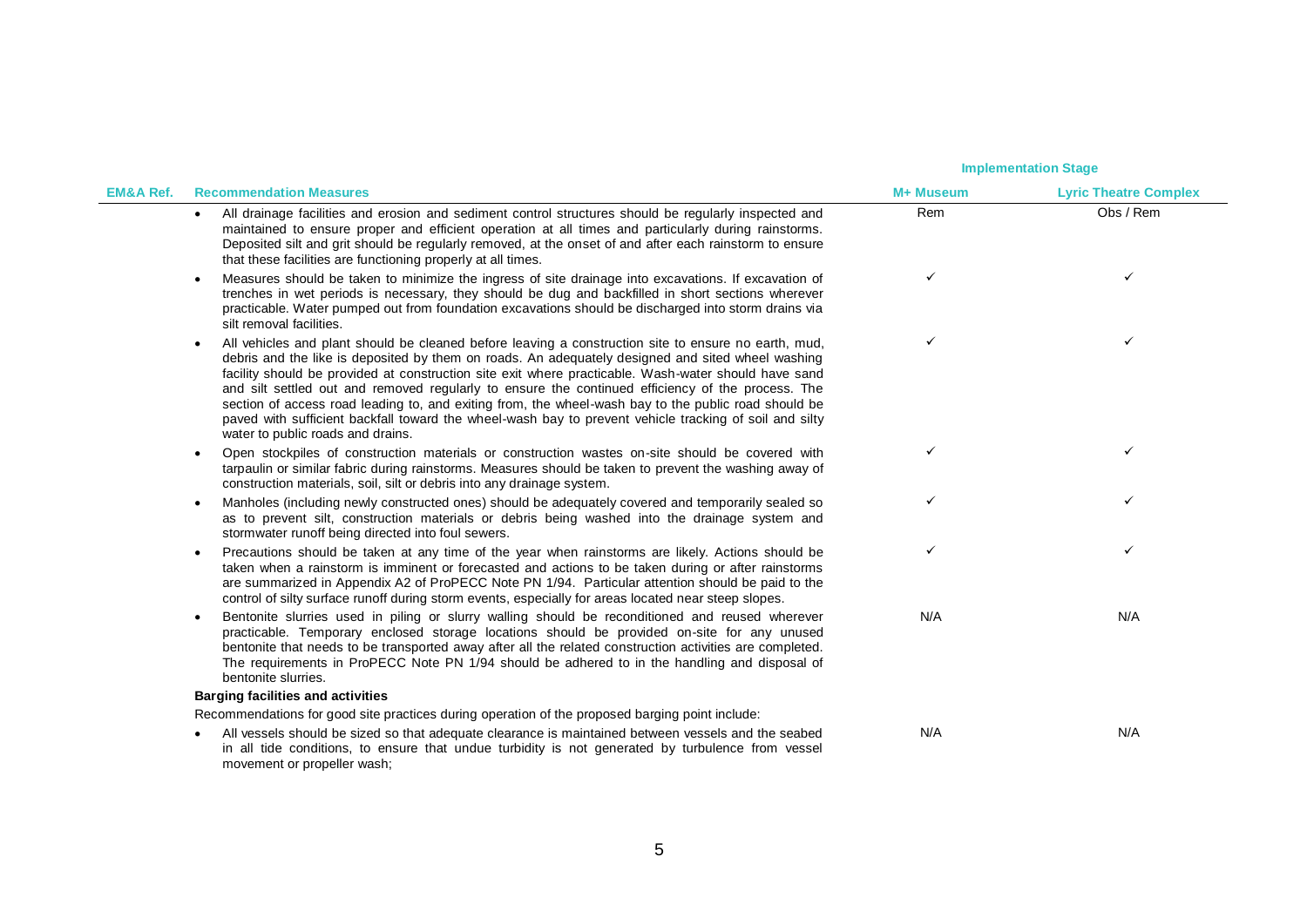| EM&A Ref. | Recommendation Measures | Implementation Stage | |
|---|---|---|---|
| | | M+ Museum | Lyric Theatre Complex |
| | • All drainage facilities and erosion and sediment control structures should be regularly inspected and maintained to ensure proper and efficient operation at all times and particularly during rainstorms. Deposited silt and grit should be regularly removed, at the onset of and after each rainstorm to ensure that these facilities are functioning properly at all times. | Rem | Obs / Rem |
| | • Measures should be taken to minimize the ingress of site drainage into excavations. If excavation of trenches in wet periods is necessary, they should be dug and backfilled in short sections wherever practicable. Water pumped out from foundation excavations should be discharged into storm drains via silt removal facilities. | ✓ | ✓ |
| | • All vehicles and plant should be cleaned before leaving a construction site to ensure no earth, mud, debris and the like is deposited by them on roads. An adequately designed and sited wheel washing facility should be provided at construction site exit where practicable. Wash-water should have sand and silt settled out and removed regularly to ensure the continued efficiency of the process. The section of access road leading to, and exiting from, the wheel-wash bay to the public road should be paved with sufficient backfall toward the wheel-wash bay to prevent vehicle tracking of soil and silty water to public roads and drains. | ✓ | ✓ |
| | • Open stockpiles of construction materials or construction wastes on-site should be covered with tarpaulin or similar fabric during rainstorms. Measures should be taken to prevent the washing away of construction materials, soil, silt or debris into any drainage system. | ✓ | ✓ |
| | • Manholes (including newly constructed ones) should be adequately covered and temporarily sealed so as to prevent silt, construction materials or debris being washed into the drainage system and stormwater runoff being directed into foul sewers. | ✓ | ✓ |
| | • Precautions should be taken at any time of the year when rainstorms are likely. Actions should be taken when a rainstorm is imminent or forecasted and actions to be taken during or after rainstorms are summarized in Appendix A2 of ProPECC Note PN 1/94. Particular attention should be paid to the control of silty surface runoff during storm events, especially for areas located near steep slopes. | ✓ | ✓ |
| | • Bentonite slurries used in piling or slurry walling should be reconditioned and reused wherever practicable. Temporary enclosed storage locations should be provided on-site for any unused bentonite that needs to be transported away after all the related construction activities are completed. The requirements in ProPECC Note PN 1/94 should be adhered to in the handling and disposal of bentonite slurries. | N/A | N/A |
| | **Barging facilities and activities** | | |
| | Recommendations for good site practices during operation of the proposed barging point include: | | |
| | • All vessels should be sized so that adequate clearance is maintained between vessels and the seabed in all tide conditions, to ensure that undue turbidity is not generated by turbulence from vessel movement or propeller wash; | N/A | N/A |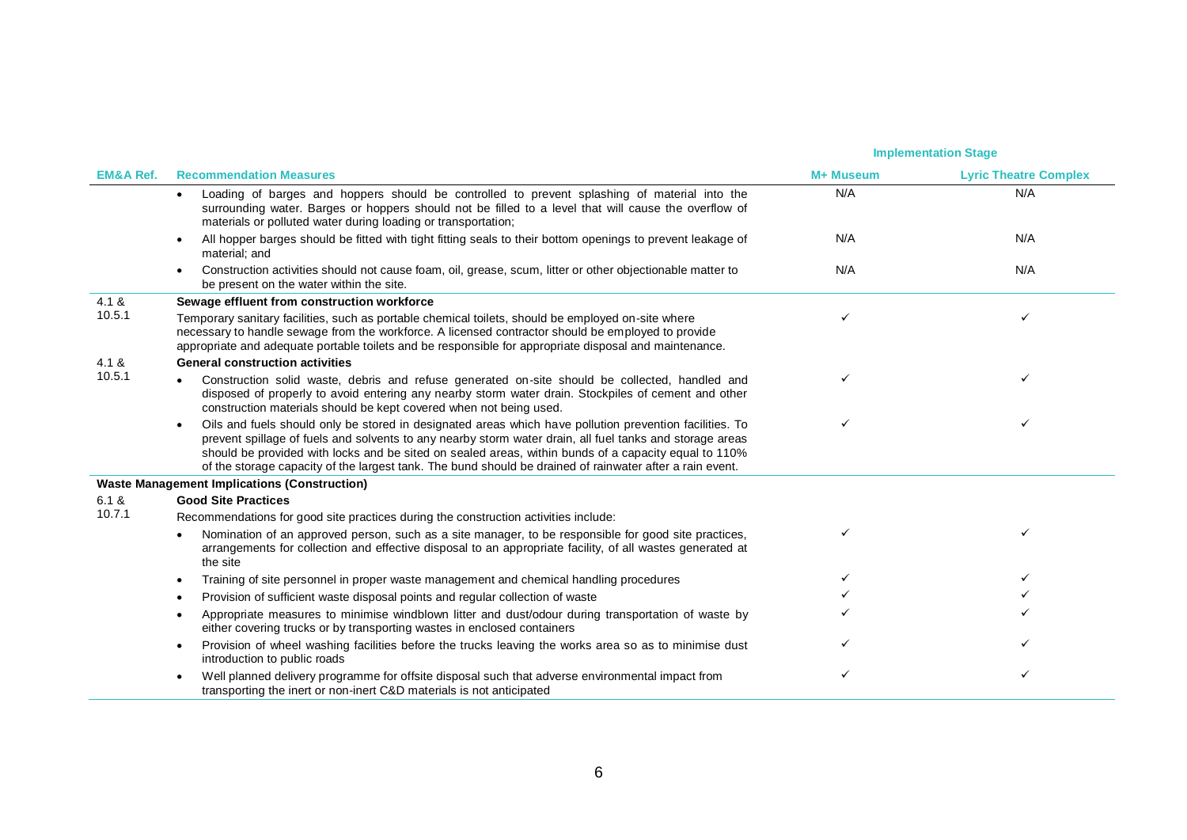| EM&A Ref. | Recommendation Measures | Implementation Stage | |
|---|---|---|---|
| | | M+ Museum | Lyric Theatre Complex |
| | • Loading of barges and hoppers should be controlled to prevent splashing of material into the surrounding water. Barges or hoppers should not be filled to a level that will cause the overflow of materials or polluted water during loading or transportation; | N/A | N/A |
| | • All hopper barges should be fitted with tight fitting seals to their bottom openings to prevent leakage of material; and | N/A | N/A |
| | • Construction activities should not cause foam, oil, grease, scum, litter or other objectionable matter to be present on the water within the site. | N/A | N/A |
| 4.1 & 10.5.1 | **Sewage effluent from construction workforce** | | |
| | Temporary sanitary facilities, such as portable chemical toilets, should be employed on-site where necessary to handle sewage from the workforce. A licensed contractor should be employed to provide appropriate and adequate portable toilets and be responsible for appropriate disposal and maintenance. | ✓ | ✓ |
| 4.1 & 10.5.1 | **General construction activities** | | |
| | • Construction solid waste, debris and refuse generated on-site should be collected, handled and disposed of properly to avoid entering any nearby storm water drain. Stockpiles of cement and other construction materials should be kept covered when not being used. | ✓ | ✓ |
| | • Oils and fuels should only be stored in designated areas which have pollution prevention facilities. To prevent spillage of fuels and solvents to any nearby storm water drain, all fuel tanks and storage areas should be provided with locks and be sited on sealed areas, within bunds of a capacity equal to 110% of the storage capacity of the largest tank. The bund should be drained of rainwater after a rain event. | ✓ | ✓ |
| **Waste Management Implications (Construction)** | | | |
| 6.1 & 10.7.1 | **Good Site Practices** | | |
| | Recommendations for good site practices during the construction activities include: | | |
| | • Nomination of an approved person, such as a site manager, to be responsible for good site practices, arrangements for collection and effective disposal to an appropriate facility, of all wastes generated at the site | ✓ | ✓ |
| | • Training of site personnel in proper waste management and chemical handling procedures | ✓ | ✓ |
| | • Provision of sufficient waste disposal points and regular collection of waste | ✓ | ✓ |
| | • Appropriate measures to minimise windblown litter and dust/odour during transportation of waste by either covering trucks or by transporting wastes in enclosed containers | ✓ | ✓ |
| | • Provision of wheel washing facilities before the trucks leaving the works area so as to minimise dust introduction to public roads | ✓ | ✓ |
| | • Well planned delivery programme for offsite disposal such that adverse environmental impact from transporting the inert or non-inert C&D materials is not anticipated | ✓ | ✓ |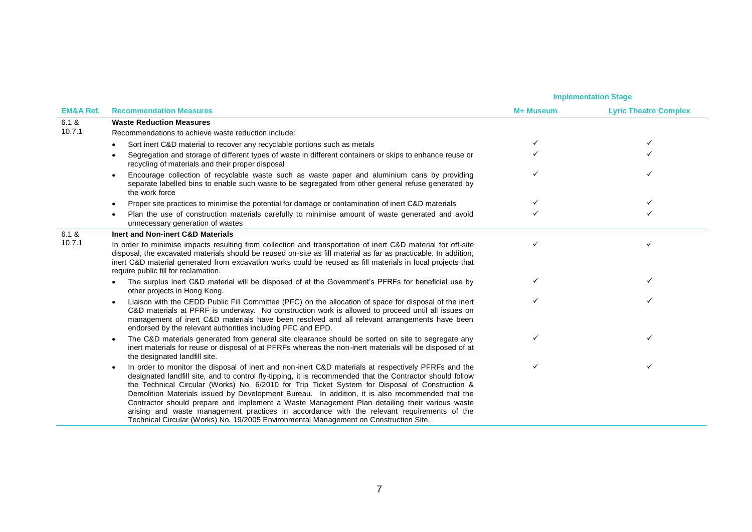| EM&A Ref. | Recommendation Measures | Implementation Stage | |
|---|---|---|---|
| | | M+ Museum | Lyric Theatre Complex |
| 6.1 & 10.7.1 | **Waste Reduction Measures** | | |
| | Recommendations to achieve waste reduction include: | | |
| | • Sort inert C&D material to recover any recyclable portions such as metals | ✓ | ✓ |
| | • Segregation and storage of different types of waste in different containers or skips to enhance reuse or recycling of materials and their proper disposal | ✓ | ✓ |
| | • Encourage collection of recyclable waste such as waste paper and aluminium cans by providing separate labelled bins to enable such waste to be segregated from other general refuse generated by the work force | ✓ | ✓ |
| | • Proper site practices to minimise the potential for damage or contamination of inert C&D materials | ✓ | ✓ |
| | • Plan the use of construction materials carefully to minimise amount of waste generated and avoid unnecessary generation of wastes | ✓ | ✓ |
| 6.1 & 10.7.1 | **Inert and Non-inert C&D Materials** | | |
| | In order to minimise impacts resulting from collection and transportation of inert C&D material for off-site disposal, the excavated materials should be reused on-site as fill material as far as practicable. In addition, inert C&D material generated from excavation works could be reused as fill materials in local projects that require public fill for reclamation. | ✓ | ✓ |
| | • The surplus inert C&D material will be disposed of at the Government's PFRFs for beneficial use by other projects in Hong Kong. | ✓ | ✓ |
| | • Liaison with the CEDD Public Fill Committee (PFC) on the allocation of space for disposal of the inert C&D materials at PFRF is underway. No construction work is allowed to proceed until all issues on management of inert C&D materials have been resolved and all relevant arrangements have been endorsed by the relevant authorities including PFC and EPD. | ✓ | ✓ |
| | • The C&D materials generated from general site clearance should be sorted on site to segregate any inert materials for reuse or disposal of at PFRFs whereas the non-inert materials will be disposed of at the designated landfill site. | ✓ | ✓ |
| | • In order to monitor the disposal of inert and non-inert C&D materials at respectively PFRFs and the designated landfill site, and to control fly-tipping, it is recommended that the Contractor should follow the Technical Circular (Works) No. 6/2010 for Trip Ticket System for Disposal of Construction & Demolition Materials issued by Development Bureau. In addition, it is also recommended that the Contractor should prepare and implement a Waste Management Plan detailing their various waste arising and waste management practices in accordance with the relevant requirements of the Technical Circular (Works) No. 19/2005 Environmental Management on Construction Site. | ✓ | ✓ |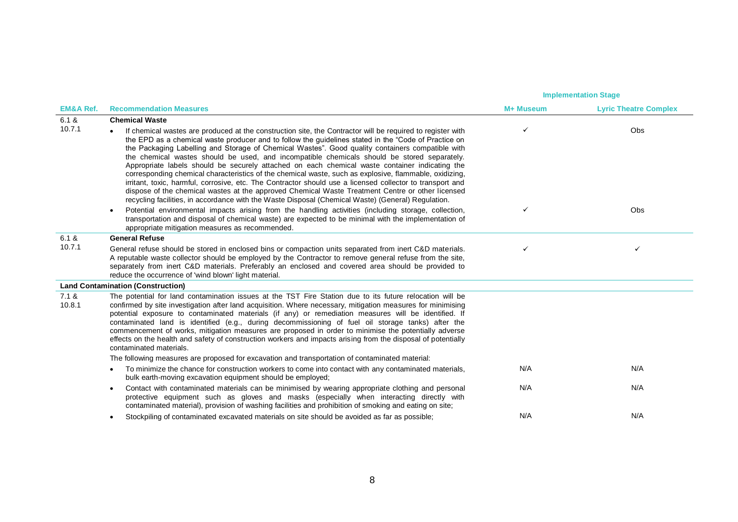| EM&A Ref. | Recommendation Measures | Implementation Stage | |
|---|---|---|---|
| | | M+ Museum | Lyric Theatre Complex |
| 6.1 & 10.7.1 | **Chemical Waste** | | |
| | • If chemical wastes are produced at the construction site, the Contractor will be required to register with the EPD as a chemical waste producer and to follow the guidelines stated in the "Code of Practice on the Packaging Labelling and Storage of Chemical Wastes". Good quality containers compatible with the chemical wastes should be used, and incompatible chemicals should be stored separately. Appropriate labels should be securely attached on each chemical waste container indicating the corresponding chemical characteristics of the chemical waste, such as explosive, flammable, oxidizing, irritant, toxic, harmful, corrosive, etc. The Contractor should use a licensed collector to transport and dispose of the chemical wastes at the approved Chemical Waste Treatment Centre or other licensed recycling facilities, in accordance with the Waste Disposal (Chemical Waste) (General) Regulation. | ✓ | Obs |
| | • Potential environmental impacts arising from the handling activities (including storage, collection, transportation and disposal of chemical waste) are expected to be minimal with the implementation of appropriate mitigation measures as recommended. | ✓ | Obs |
| 6.1 & 10.7.1 | **General Refuse** | | |
| | General refuse should be stored in enclosed bins or compaction units separated from inert C&D materials. A reputable waste collector should be employed by the Contractor to remove general refuse from the site, separately from inert C&D materials. Preferably an enclosed and covered area should be provided to reduce the occurrence of 'wind blown' light material. | ✓ | ✓ |
| **Land Contamination (Construction)** | | | |
| 7.1 & 10.8.1 | The potential for land contamination issues at the TST Fire Station due to its future relocation will be confirmed by site investigation after land acquisition. Where necessary, mitigation measures for minimising potential exposure to contaminated materials (if any) or remediation measures will be identified. If contaminated land is identified (e.g., during decommissioning of fuel oil storage tanks) after the commencement of works, mitigation measures are proposed in order to minimise the potentially adverse effects on the health and safety of construction workers and impacts arising from the disposal of potentially contaminated materials. | | |
| | The following measures are proposed for excavation and transportation of contaminated material: | | |
| | • To minimize the chance for construction workers to come into contact with any contaminated materials, bulk earth-moving excavation equipment should be employed; | N/A | N/A |
| | • Contact with contaminated materials can be minimised by wearing appropriate clothing and personal protective equipment such as gloves and masks (especially when interacting directly with contaminated material), provision of washing facilities and prohibition of smoking and eating on site; | N/A | N/A |
| | • Stockpiling of contaminated excavated materials on site should be avoided as far as possible; | N/A | N/A |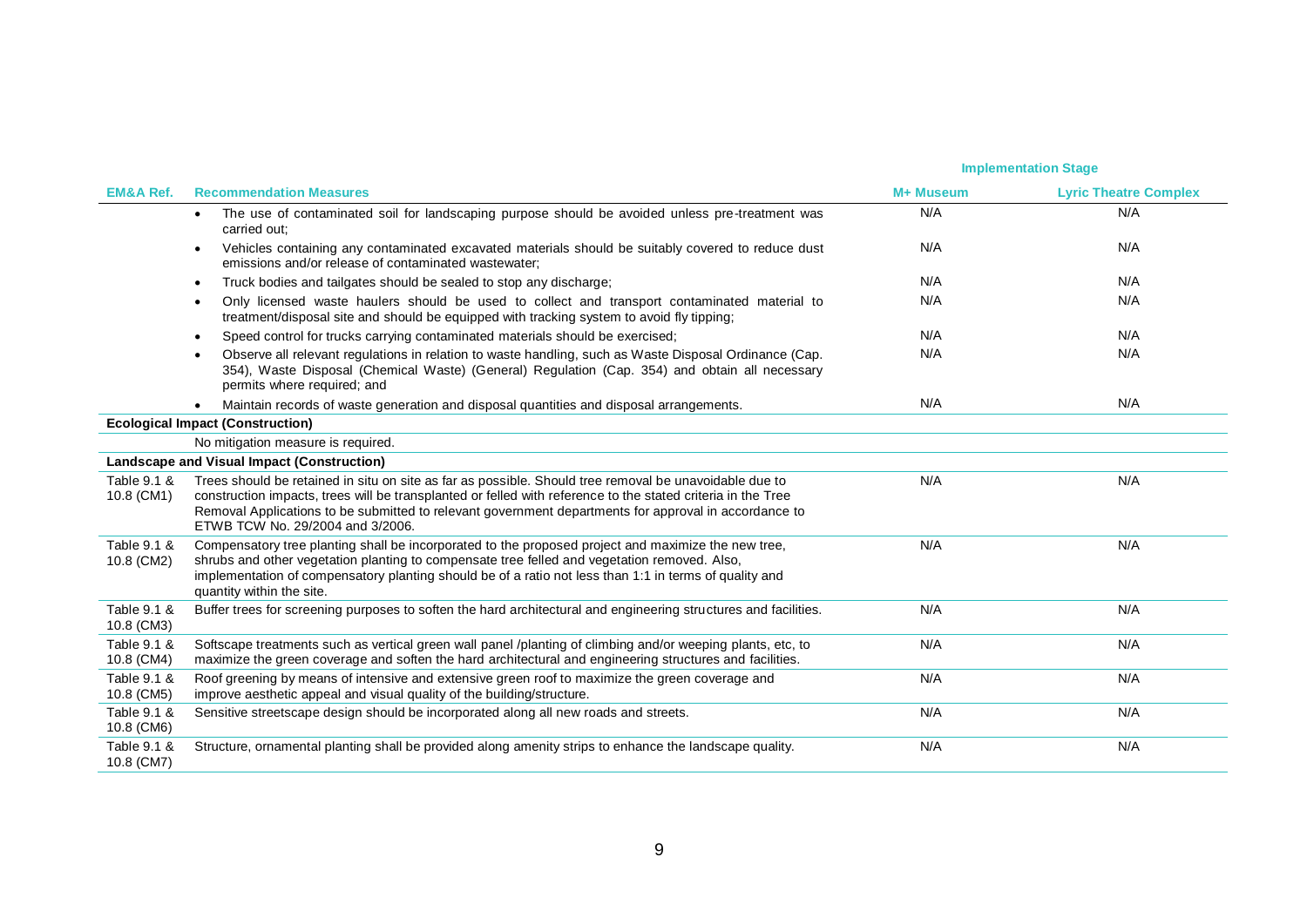| EM&A Ref. | Recommendation Measures | Implementation Stage | |
|---|---|---|---|
| | | M+ Museum | Lyric Theatre Complex |
| | • The use of contaminated soil for landscaping purpose should be avoided unless pre-treatment was carried out; | N/A | N/A |
| | • Vehicles containing any contaminated excavated materials should be suitably covered to reduce dust emissions and/or release of contaminated wastewater; | N/A | N/A |
| | • Truck bodies and tailgates should be sealed to stop any discharge; | N/A | N/A |
| | • Only licensed waste haulers should be used to collect and transport contaminated material to treatment/disposal site and should be equipped with tracking system to avoid fly tipping; | N/A | N/A |
| | • Speed control for trucks carrying contaminated materials should be exercised; | N/A | N/A |
| | • Observe all relevant regulations in relation to waste handling, such as Waste Disposal Ordinance (Cap. 354), Waste Disposal (Chemical Waste) (General) Regulation (Cap. 354) and obtain all necessary permits where required; and | N/A | N/A |
| | • Maintain records of waste generation and disposal quantities and disposal arrangements. | N/A | N/A |
| **Ecological Impact (Construction)** | | | |
| | No mitigation measure is required. | | |
| **Landscape and Visual Impact (Construction)** | | | |
| Table 9.1 & 10.8 (CM1) | Trees should be retained in situ on site as far as possible. Should tree removal be unavoidable due to construction impacts, trees will be transplanted or felled with reference to the stated criteria in the Tree Removal Applications to be submitted to relevant government departments for approval in accordance to ETWB TCW No. 29/2004 and 3/2006. | N/A | N/A |
| Table 9.1 & 10.8 (CM2) | Compensatory tree planting shall be incorporated to the proposed project and maximize the new tree, shrubs and other vegetation planting to compensate tree felled and vegetation removed. Also, implementation of compensatory planting should be of a ratio not less than 1:1 in terms of quality and quantity within the site. | N/A | N/A |
| Table 9.1 & 10.8 (CM3) | Buffer trees for screening purposes to soften the hard architectural and engineering structures and facilities. | N/A | N/A |
| Table 9.1 & 10.8 (CM4) | Softscape treatments such as vertical green wall panel /planting of climbing and/or weeping plants, etc, to maximize the green coverage and soften the hard architectural and engineering structures and facilities. | N/A | N/A |
| Table 9.1 & 10.8 (CM5) | Roof greening by means of intensive and extensive green roof to maximize the green coverage and improve aesthetic appeal and visual quality of the building/structure. | N/A | N/A |
| Table 9.1 & 10.8 (CM6) | Sensitive streetscape design should be incorporated along all new roads and streets. | N/A | N/A |
| Table 9.1 & 10.8 (CM7) | Structure, ornamental planting shall be provided along amenity strips to enhance the landscape quality. | N/A | N/A |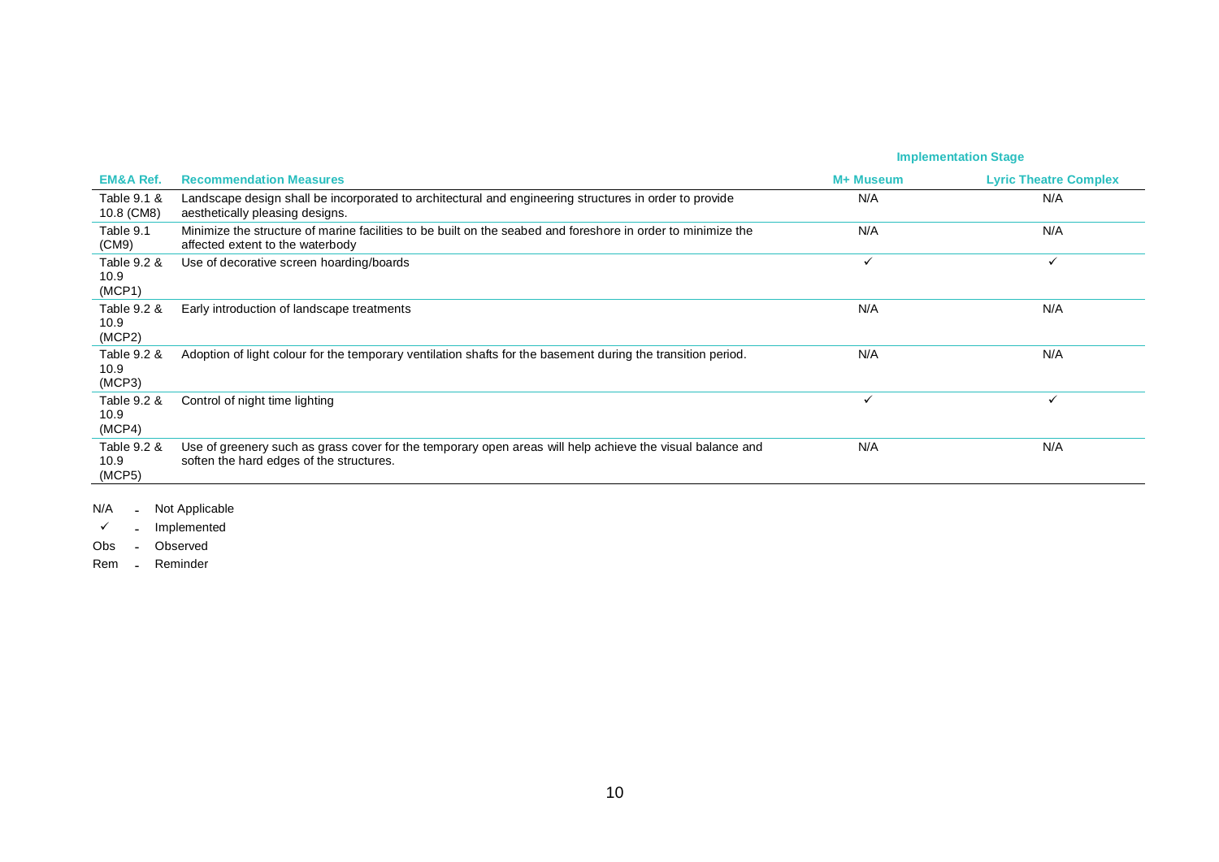| | | Implementation Stage | |
|---|---|---|---|
| **EM&A Ref.** | **Recommendation Measures** | **M+ Museum** | **Lyric Theatre Complex** |
| Table 9.1 & 10.8 (CM8) | Landscape design shall be incorporated to architectural and engineering structures in order to provide aesthetically pleasing designs. | N/A | N/A |
| Table 9.1 (CM9) | Minimize the structure of marine facilities to be built on the seabed and foreshore in order to minimize the affected extent to the waterbody | N/A | N/A |
| Table 9.2 & 10.9 (MCP1) | Use of decorative screen hoarding/boards | ✓ | ✓ |
| Table 9.2 & 10.9 (MCP2) | Early introduction of landscape treatments | N/A | N/A |
| Table 9.2 & 10.9 (MCP3) | Adoption of light colour for the temporary ventilation shafts for the basement during the transition period. | N/A | N/A |
| Table 9.2 & 10.9 (MCP4) | Control of night time lighting | ✓ | ✓ |
| Table 9.2 & 10.9 (MCP5) | Use of greenery such as grass cover for the temporary open areas will help achieve the visual balance and soften the hard edges of the structures. | N/A | N/A |

N/A - Not Applicable

✓ - Implemented

Obs - Observed

Rem - Reminder